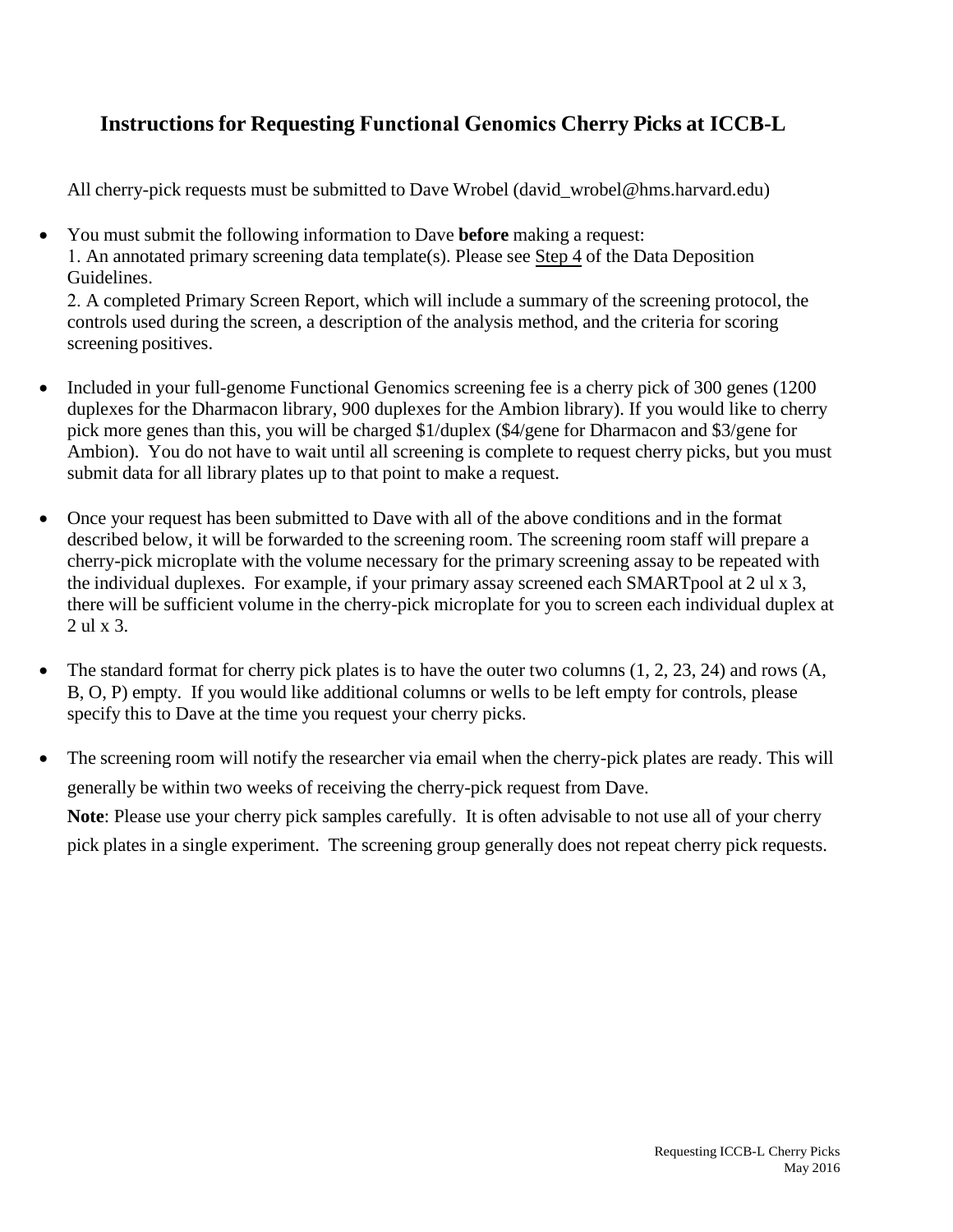# Instructions for Requesting Functional Genomics Cherry Picks at ICCB-L

All cherry-pick requests must be submitted to Dave Wrobel (david_wrobel@hms.harvard.edu)

- You must submit the following information to Dave **before** making a request:
  1. An annotated primary screening data template(s). Please see Step 4 of the Data Deposition Guidelines.
  2. A completed Primary Screen Report, which will include a summary of the screening protocol, the controls used during the screen, a description of the analysis method, and the criteria for scoring screening positives.

- Included in your full-genome Functional Genomics screening fee is a cherry pick of 300 genes (1200 duplexes for the Dharmacon library, 900 duplexes for the Ambion library). If you would like to cherry pick more genes than this, you will be charged $1/duplex ($4/gene for Dharmacon and $3/gene for Ambion). You do not have to wait until all screening is complete to request cherry picks, but you must submit data for all library plates up to that point to make a request.

- Once your request has been submitted to Dave with all of the above conditions and in the format described below, it will be forwarded to the screening room. The screening room staff will prepare a cherry-pick microplate with the volume necessary for the primary screening assay to be repeated with the individual duplexes. For example, if your primary assay screened each SMARTpool at 2 ul x 3, there will be sufficient volume in the cherry-pick microplate for you to screen each individual duplex at 2 ul x 3.

- The standard format for cherry pick plates is to have the outer two columns (1, 2, 23, 24) and rows (A, B, O, P) empty. If you would like additional columns or wells to be left empty for controls, please specify this to Dave at the time you request your cherry picks.

- The screening room will notify the researcher via email when the cherry-pick plates are ready. This will generally be within two weeks of receiving the cherry-pick request from Dave.

  **Note**: Please use your cherry pick samples carefully. It is often advisable to not use all of your cherry pick plates in a single experiment. The screening group generally does not repeat cherry pick requests.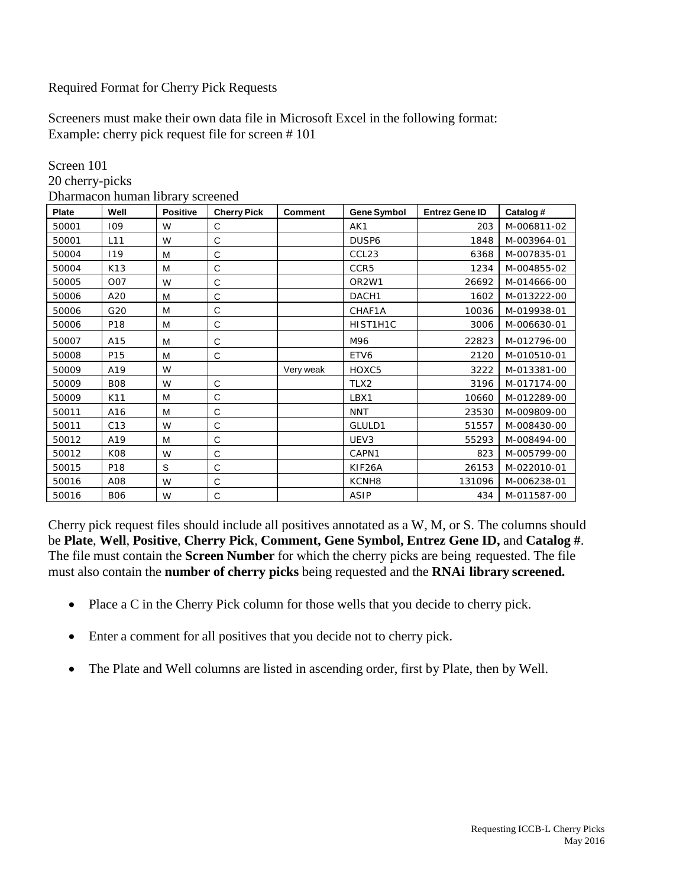Required Format for Cherry Pick Requests

Screeners must make their own data file in Microsoft Excel in the following format:
Example: cherry pick request file for screen # 101

Screen 101
20 cherry-picks
Dharmacon human library screened

| Plate | Well | Positive | Cherry Pick | Comment | Gene Symbol | Entrez Gene ID | Catalog # |
|---|---|---|---|---|---|---|---|
| 50001 | I09 | W | C | | AK1 | 203 | M-006811-02 |
| 50001 | L11 | W | C | | DUSP6 | 1848 | M-003964-01 |
| 50004 | I19 | M | C | | CCL23 | 6368 | M-007835-01 |
| 50004 | K13 | M | C | | CCR5 | 1234 | M-004855-02 |
| 50005 | O07 | W | C | | OR2W1 | 26692 | M-014666-00 |
| 50006 | A20 | M | C | | DACH1 | 1602 | M-013222-00 |
| 50006 | G20 | M | C | | CHAF1A | 10036 | M-019938-01 |
| 50006 | P18 | M | C | | HIST1H1C | 3006 | M-006630-01 |
| 50007 | A15 | M | C | | M96 | 22823 | M-012796-00 |
| 50008 | P15 | M | C | | ETV6 | 2120 | M-010510-01 |
| 50009 | A19 | W | | Very weak | HOXC5 | 3222 | M-013381-00 |
| 50009 | B08 | W | C | | TLX2 | 3196 | M-017174-00 |
| 50009 | K11 | M | C | | LBX1 | 10660 | M-012289-00 |
| 50011 | A16 | M | C | | NNT | 23530 | M-009809-00 |
| 50011 | C13 | W | C | | GLULD1 | 51557 | M-008430-00 |
| 50012 | A19 | M | C | | UEV3 | 55293 | M-008494-00 |
| 50012 | K08 | W | C | | CAPN1 | 823 | M-005799-00 |
| 50015 | P18 | S | C | | KIF26A | 26153 | M-022010-01 |
| 50016 | A08 | W | C | | KCNH8 | 131096 | M-006238-01 |
| 50016 | B06 | W | C | | ASIP | 434 | M-011587-00 |

Cherry pick request files should include all positives annotated as a W, M, or S. The columns should be **Plate**, **Well**, **Positive**, **Cherry Pick**, **Comment, Gene Symbol, Entrez Gene ID,** and **Catalog #**. The file must contain the **Screen Number** for which the cherry picks are being requested. The file must also contain the **number of cherry picks** being requested and the **RNAi library screened.**

- Place a C in the Cherry Pick column for those wells that you decide to cherry pick.
- Enter a comment for all positives that you decide not to cherry pick.
- The Plate and Well columns are listed in ascending order, first by Plate, then by Well.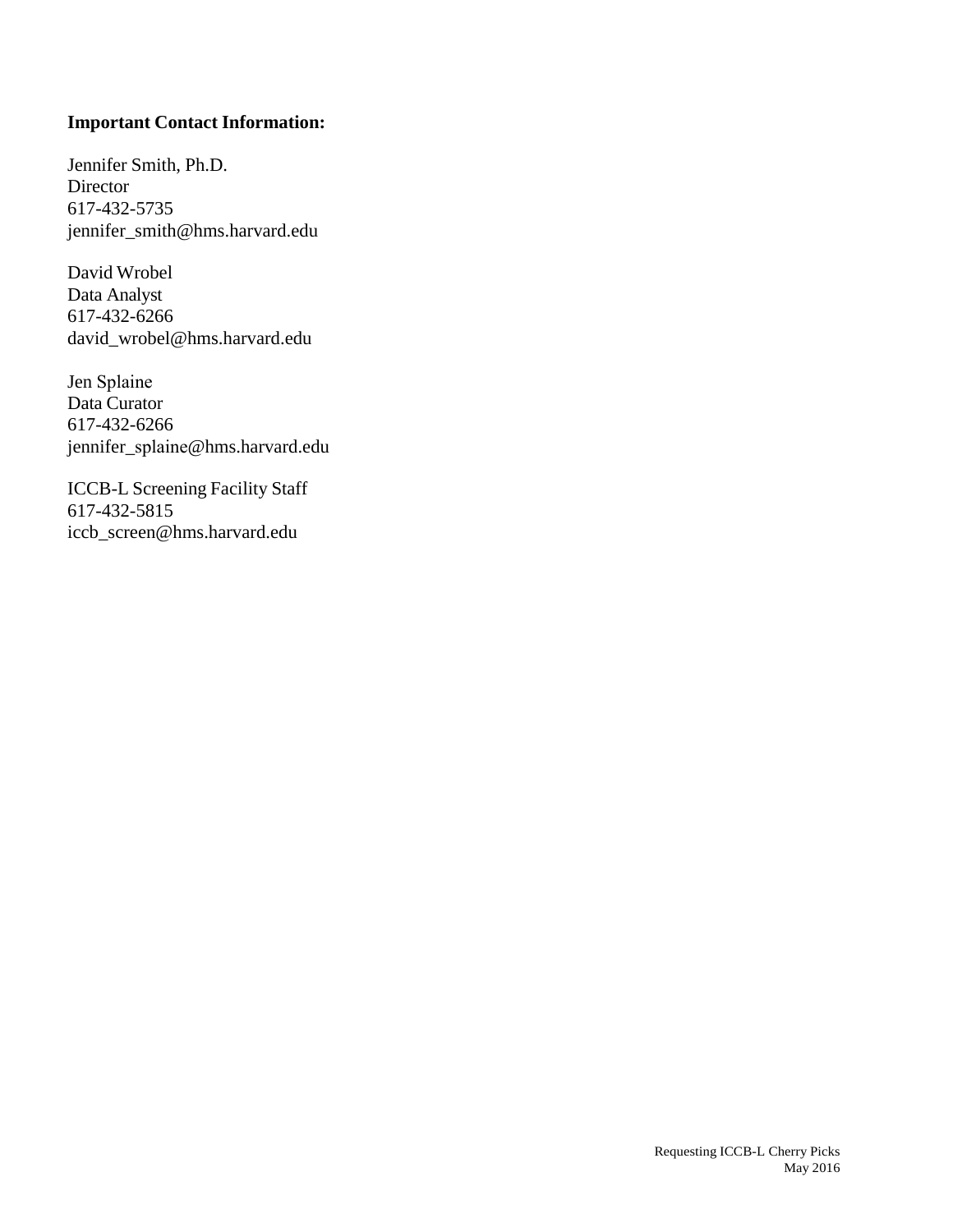**Important Contact Information:**

Jennifer Smith, Ph.D.
Director
617-432-5735
jennifer_smith@hms.harvard.edu

David Wrobel
Data Analyst
617-432-6266
david_wrobel@hms.harvard.edu

Jen Splaine
Data Curator
617-432-6266
jennifer_splaine@hms.harvard.edu

ICCB-L Screening Facility Staff
617-432-5815
iccb_screen@hms.harvard.edu